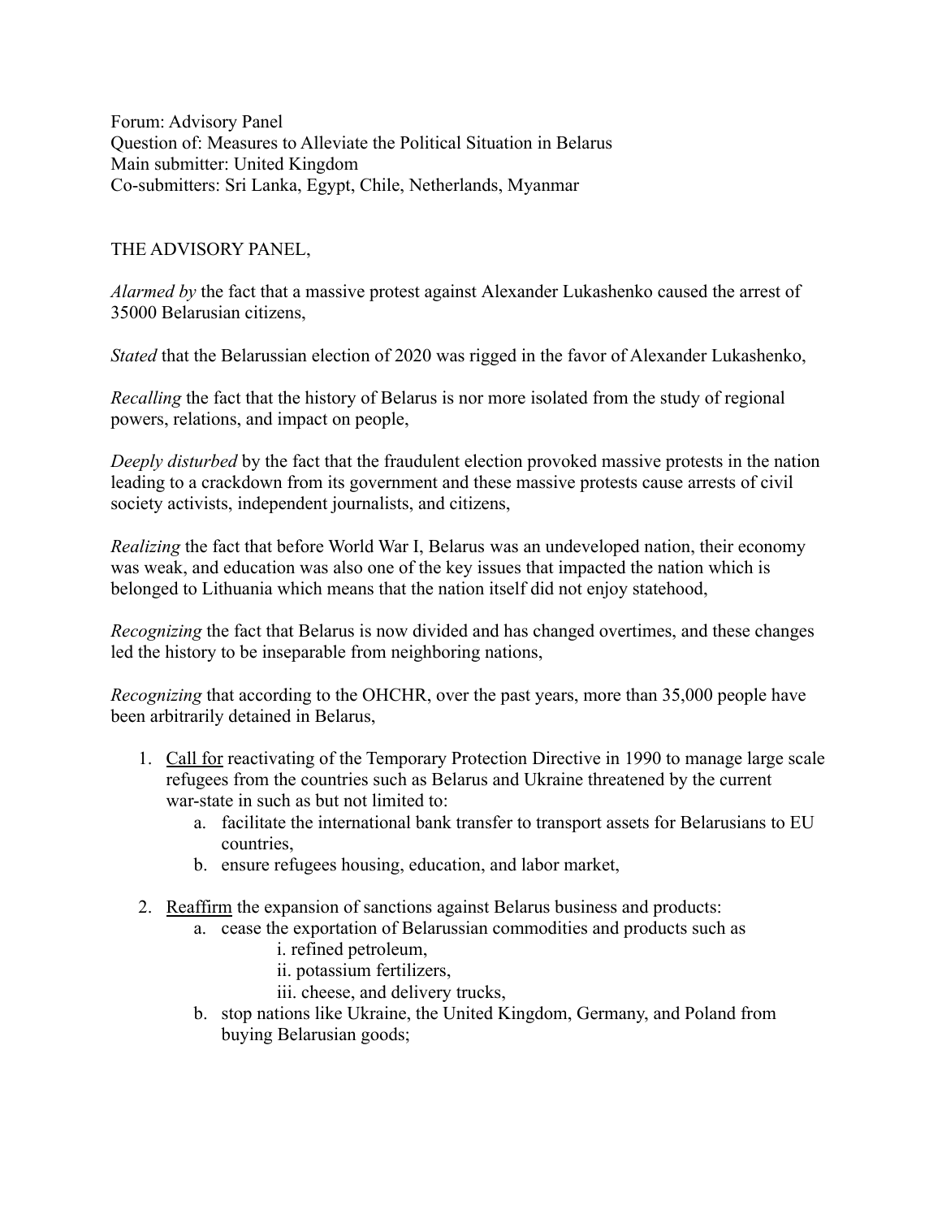Forum: Advisory Panel
Question of: Measures to Alleviate the Political Situation in Belarus
Main submitter: United Kingdom
Co-submitters: Sri Lanka, Egypt, Chile, Netherlands, Myanmar

THE ADVISORY PANEL,

*Alarmed by* the fact that a massive protest against Alexander Lukashenko caused the arrest of 35000 Belarusian citizens,

*Stated* that the Belarussian election of 2020 was rigged in the favor of Alexander Lukashenko,

*Recalling* the fact that the history of Belarus is nor more isolated from the study of regional powers, relations, and impact on people,

*Deeply disturbed* by the fact that the fraudulent election provoked massive protests in the nation leading to a crackdown from its government and these massive protests cause arrests of civil society activists, independent journalists, and citizens,

*Realizing* the fact that before World War I, Belarus was an undeveloped nation, their economy was weak, and education was also one of the key issues that impacted the nation which is belonged to Lithuania which means that the nation itself did not enjoy statehood,

*Recognizing* the fact that Belarus is now divided and has changed overtimes, and these changes led the history to be inseparable from neighboring nations,

*Recognizing* that according to the OHCHR, over the past years, more than 35,000 people have been arbitrarily detained in Belarus,

1. <u>Call for</u> reactivating of the Temporary Protection Directive in 1990 to manage large scale refugees from the countries such as Belarus and Ukraine threatened by the current war-state in such as but not limited to:
    a. facilitate the international bank transfer to transport assets for Belarusians to EU countries,
    b. ensure refugees housing, education, and labor market,

2. <u>Reaffirm</u> the expansion of sanctions against Belarus business and products:
    a. cease the exportation of Belarussian commodities and products such as
        i. refined petroleum,
        ii. potassium fertilizers,
        iii. cheese, and delivery trucks,
    b. stop nations like Ukraine, the United Kingdom, Germany, and Poland from buying Belarusian goods;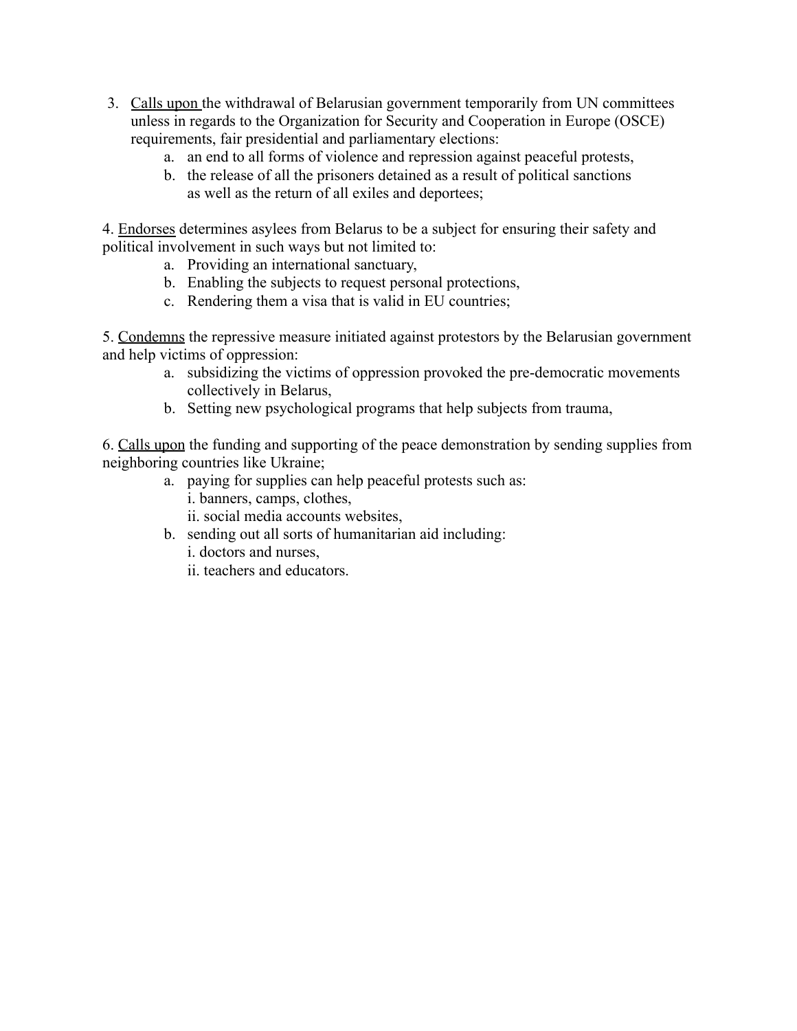3. <u>Calls upon</u> the withdrawal of Belarusian government temporarily from UN committees unless in regards to the Organization for Security and Cooperation in Europe (OSCE) requirements, fair presidential and parliamentary elections:
    a. an end to all forms of violence and repression against peaceful protests,
    b. the release of all the prisoners detained as a result of political sanctions as well as the return of all exiles and deportees;

4. <u>Endorses</u> determines asylees from Belarus to be a subject for ensuring their safety and political involvement in such ways but not limited to:
    a. Providing an international sanctuary,
    b. Enabling the subjects to request personal protections,
    c. Rendering them a visa that is valid in EU countries;

5. <u>Condemns</u> the repressive measure initiated against protestors by the Belarusian government and help victims of oppression:
    a. subsidizing the victims of oppression provoked the pre-democratic movements collectively in Belarus,
    b. Setting new psychological programs that help subjects from trauma,

6. <u>Calls upon</u> the funding and supporting of the peace demonstration by sending supplies from neighboring countries like Ukraine;
    a. paying for supplies can help peaceful protests such as:
        i. banners, camps, clothes,
        ii. social media accounts websites,
    b. sending out all sorts of humanitarian aid including:
        i. doctors and nurses,
        ii. teachers and educators.